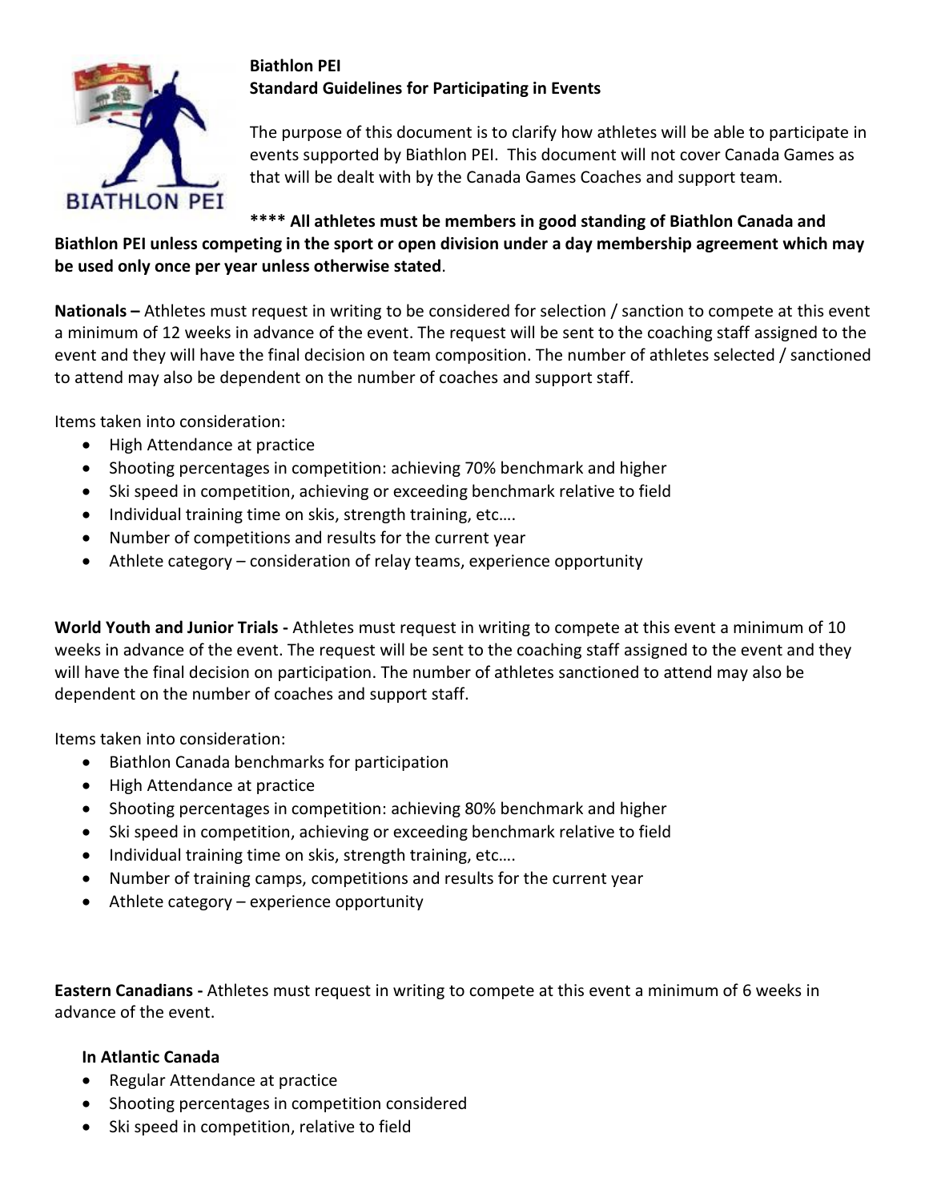**Biathlon PEI**
**Standard Guidelines for Participating in Events**

The purpose of this document is to clarify how athletes will be able to participate in events supported by Biathlon PEI. This document will not cover Canada Games as that will be dealt with by the Canada Games Coaches and support team.

**\*\*\*\* All athletes must be members in good standing of Biathlon Canada and Biathlon PEI unless competing in the sport or open division under a day membership agreement which may be used only once per year unless otherwise stated**.

**Nationals –** Athletes must request in writing to be considered for selection / sanction to compete at this event a minimum of 12 weeks in advance of the event. The request will be sent to the coaching staff assigned to the event and they will have the final decision on team composition. The number of athletes selected / sanctioned to attend may also be dependent on the number of coaches and support staff.

Items taken into consideration:

- High Attendance at practice
- Shooting percentages in competition: achieving 70% benchmark and higher
- Ski speed in competition, achieving or exceeding benchmark relative to field
- Individual training time on skis, strength training, etc….
- Number of competitions and results for the current year
- Athlete category – consideration of relay teams, experience opportunity

**World Youth and Junior Trials -** Athletes must request in writing to compete at this event a minimum of 10 weeks in advance of the event. The request will be sent to the coaching staff assigned to the event and they will have the final decision on participation. The number of athletes sanctioned to attend may also be dependent on the number of coaches and support staff.

Items taken into consideration:

- Biathlon Canada benchmarks for participation
- High Attendance at practice
- Shooting percentages in competition: achieving 80% benchmark and higher
- Ski speed in competition, achieving or exceeding benchmark relative to field
- Individual training time on skis, strength training, etc….
- Number of training camps, competitions and results for the current year
- Athlete category – experience opportunity

**Eastern Canadians -** Athletes must request in writing to compete at this event a minimum of 6 weeks in advance of the event.

**In Atlantic Canada**

- Regular Attendance at practice
- Shooting percentages in competition considered
- Ski speed in competition, relative to field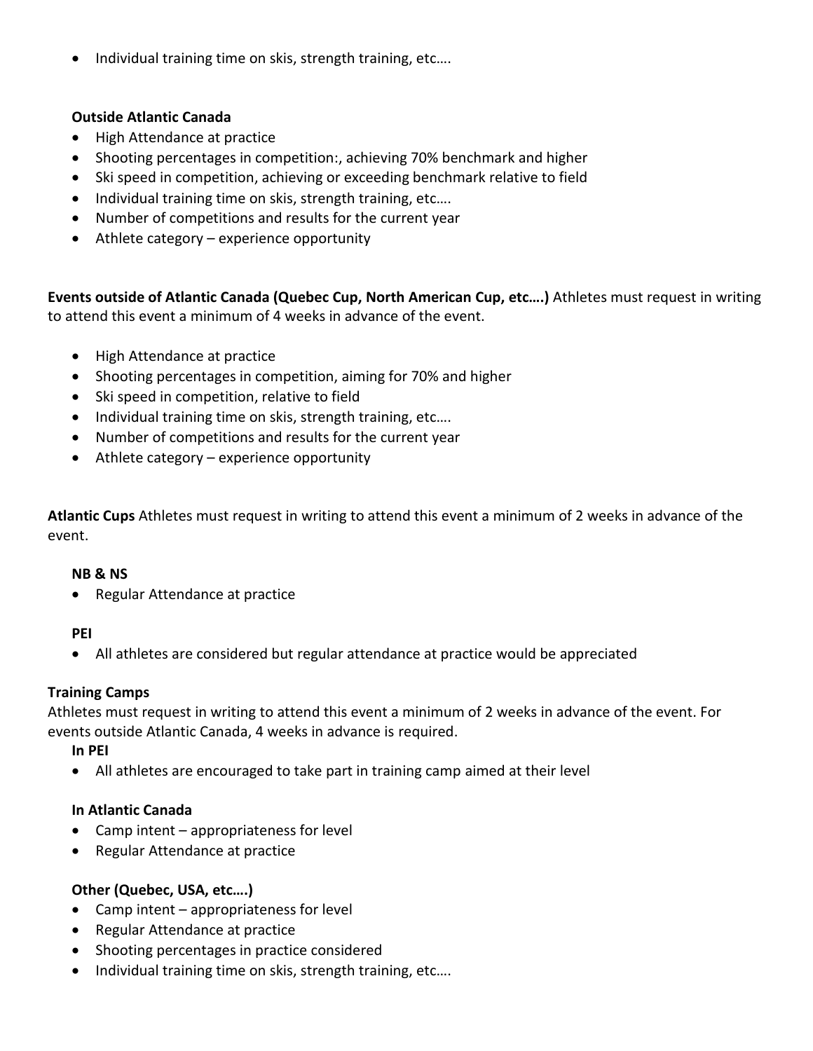- Individual training time on skis, strength training, etc….

**Outside Atlantic Canada**

- High Attendance at practice
- Shooting percentages in competition:, achieving 70% benchmark and higher
- Ski speed in competition, achieving or exceeding benchmark relative to field
- Individual training time on skis, strength training, etc….
- Number of competitions and results for the current year
- Athlete category – experience opportunity

**Events outside of Atlantic Canada (Quebec Cup, North American Cup, etc….)** Athletes must request in writing to attend this event a minimum of 4 weeks in advance of the event.

- High Attendance at practice
- Shooting percentages in competition, aiming for 70% and higher
- Ski speed in competition, relative to field
- Individual training time on skis, strength training, etc….
- Number of competitions and results for the current year
- Athlete category – experience opportunity

**Atlantic Cups** Athletes must request in writing to attend this event a minimum of 2 weeks in advance of the event.

**NB & NS**

- Regular Attendance at practice

**PEI**

- All athletes are considered but regular attendance at practice would be appreciated

**Training Camps**

Athletes must request in writing to attend this event a minimum of 2 weeks in advance of the event. For events outside Atlantic Canada, 4 weeks in advance is required.

**In PEI**

- All athletes are encouraged to take part in training camp aimed at their level

**In Atlantic Canada**

- Camp intent – appropriateness for level
- Regular Attendance at practice

**Other (Quebec, USA, etc….)**

- Camp intent – appropriateness for level
- Regular Attendance at practice
- Shooting percentages in practice considered
- Individual training time on skis, strength training, etc….